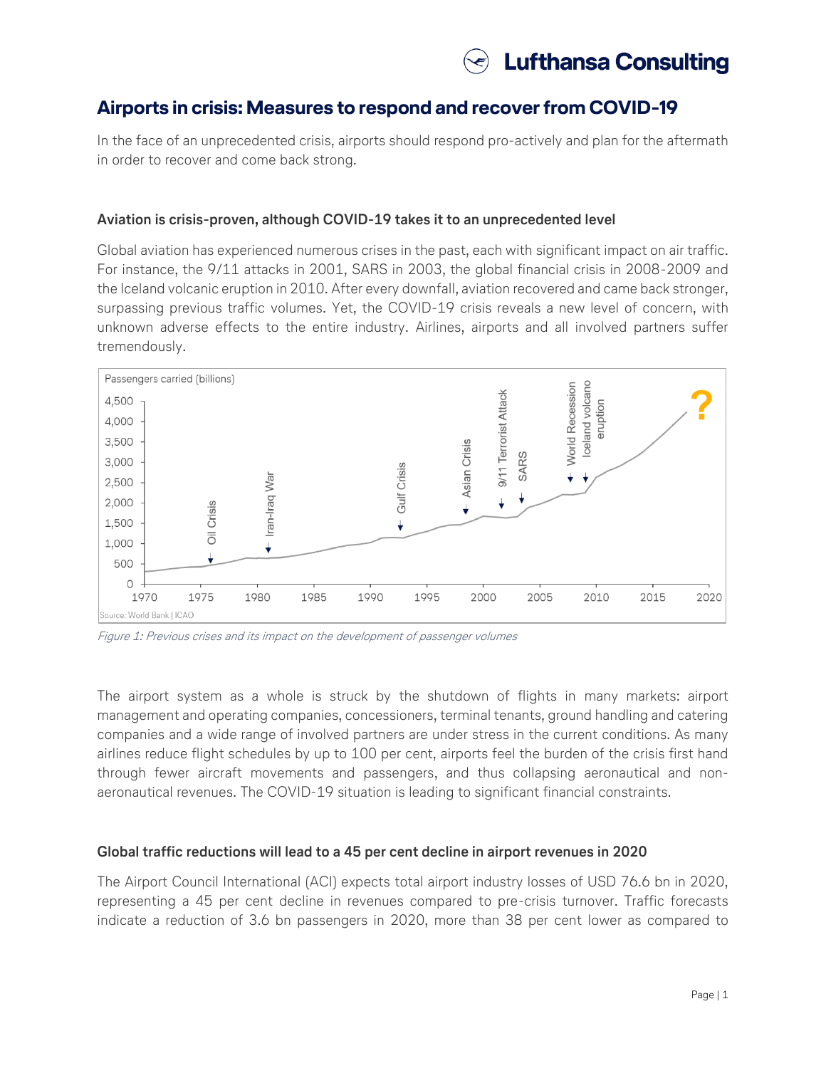# Airports in crisis: Measures to respond and recover from COVID-19

In the face of an unprecedented crisis, airports should respond pro-actively and plan for the aftermath in order to recover and come back strong.

### Aviation is crisis-proven, although COVID-19 takes it to an unprecedented level

Global aviation has experienced numerous crises in the past, each with significant impact on air traffic. For instance, the 9/11 attacks in 2001, SARS in 2003, the global financial crisis in 2008-2009 and the Iceland volcanic eruption in 2010. After every downfall, aviation recovered and came back stronger, surpassing previous traffic volumes. Yet, the COVID-19 crisis reveals a new level of concern, with unknown adverse effects to the entire industry. Airlines, airports and all involved partners suffer tremendously.

*Figure 1: Previous crises and its impact on the development of passenger volumes*

The airport system as a whole is struck by the shutdown of flights in many markets: airport management and operating companies, concessioners, terminal tenants, ground handling and catering companies and a wide range of involved partners are under stress in the current conditions. As many airlines reduce flight schedules by up to 100 per cent, airports feel the burden of the crisis first hand through fewer aircraft movements and passengers, and thus collapsing aeronautical and non-aeronautical revenues. The COVID-19 situation is leading to significant financial constraints.

### Global traffic reductions will lead to a 45 per cent decline in airport revenues in 2020

The Airport Council International (ACI) expects total airport industry losses of USD 76.6 bn in 2020, representing a 45 per cent decline in revenues compared to pre-crisis turnover. Traffic forecasts indicate a reduction of 3.6 bn passengers in 2020, more than 38 per cent lower as compared to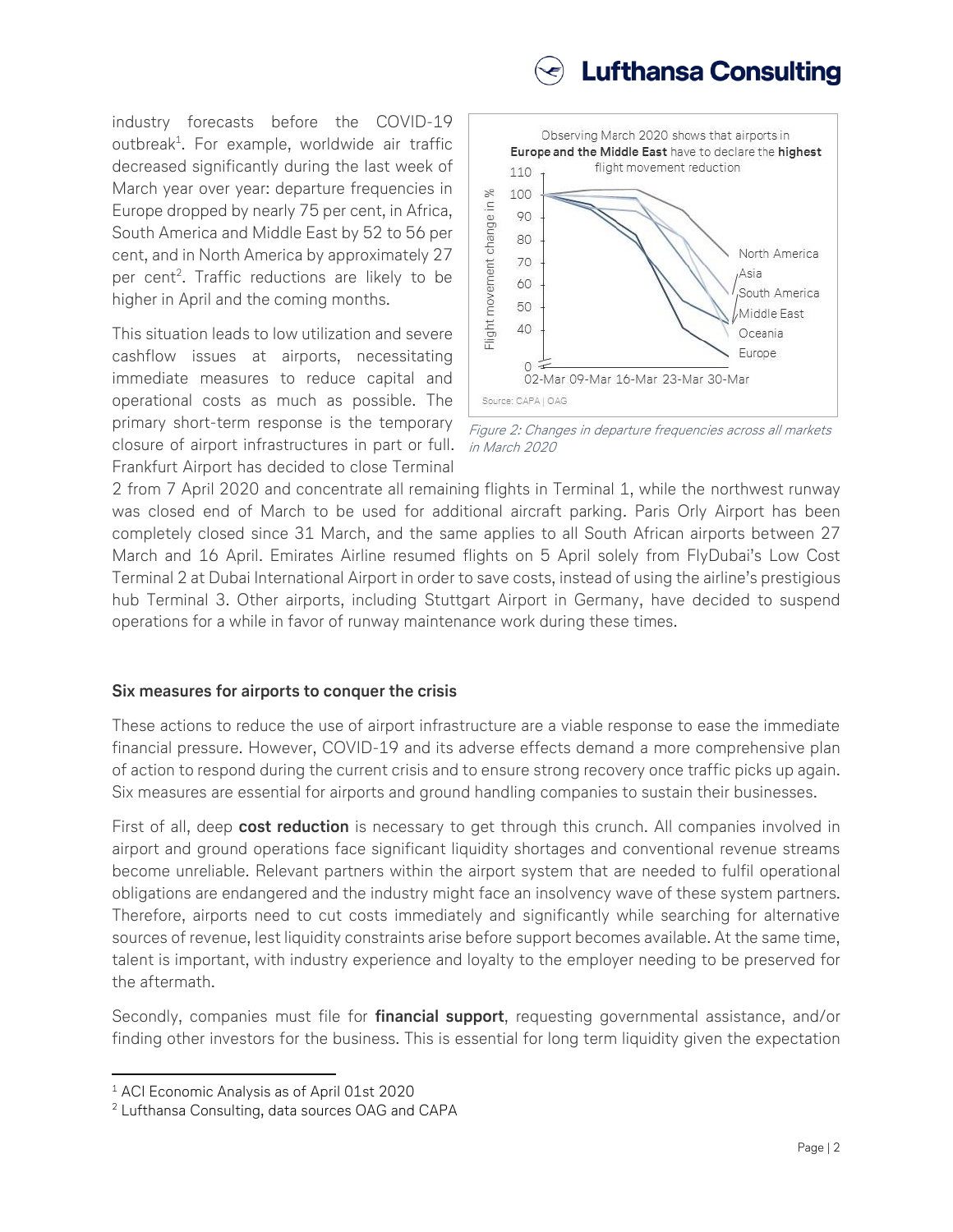industry forecasts before the COVID-19 outbreak[1]. For example, worldwide air traffic decreased significantly during the last week of March year over year: departure frequencies in Europe dropped by nearly 75 per cent, in Africa, South America and Middle East by 52 to 56 per cent, and in North America by approximately 27 per cent[2]. Traffic reductions are likely to be higher in April and the coming months.

This situation leads to low utilization and severe cashflow issues at airports, necessitating immediate measures to reduce capital and operational costs as much as possible. The primary short-term response is the temporary closure of airport infrastructures in part or full. Frankfurt Airport has decided to close Terminal 2 from 7 April 2020 and concentrate all remaining flights in Terminal 1, while the northwest runway was closed end of March to be used for additional aircraft parking. Paris Orly Airport has been completely closed since 31 March, and the same applies to all South African airports between 27 March and 16 April. Emirates Airline resumed flights on 5 April solely from FlyDubai's Low Cost Terminal 2 at Dubai International Airport in order to save costs, instead of using the airline's prestigious hub Terminal 3. Other airports, including Stuttgart Airport in Germany, have decided to suspend operations for a while in favor of runway maintenance work during these times.

*Figure 2: Changes in departure frequencies across all markets in March 2020*

## Six measures for airports to conquer the crisis

These actions to reduce the use of airport infrastructure are a viable response to ease the immediate financial pressure. However, COVID-19 and its adverse effects demand a more comprehensive plan of action to respond during the current crisis and to ensure strong recovery once traffic picks up again. Six measures are essential for airports and ground handling companies to sustain their businesses.

First of all, deep **cost reduction** is necessary to get through this crunch. All companies involved in airport and ground operations face significant liquidity shortages and conventional revenue streams become unreliable. Relevant partners within the airport system that are needed to fulfil operational obligations are endangered and the industry might face an insolvency wave of these system partners. Therefore, airports need to cut costs immediately and significantly while searching for alternative sources of revenue, lest liquidity constraints arise before support becomes available. At the same time, talent is important, with industry experience and loyalty to the employer needing to be preserved for the aftermath.

Secondly, companies must file for **financial support**, requesting governmental assistance, and/or finding other investors for the business. This is essential for long term liquidity given the expectation

[1] ACI Economic Analysis as of April 01st 2020

[2] Lufthansa Consulting, data sources OAG and CAPA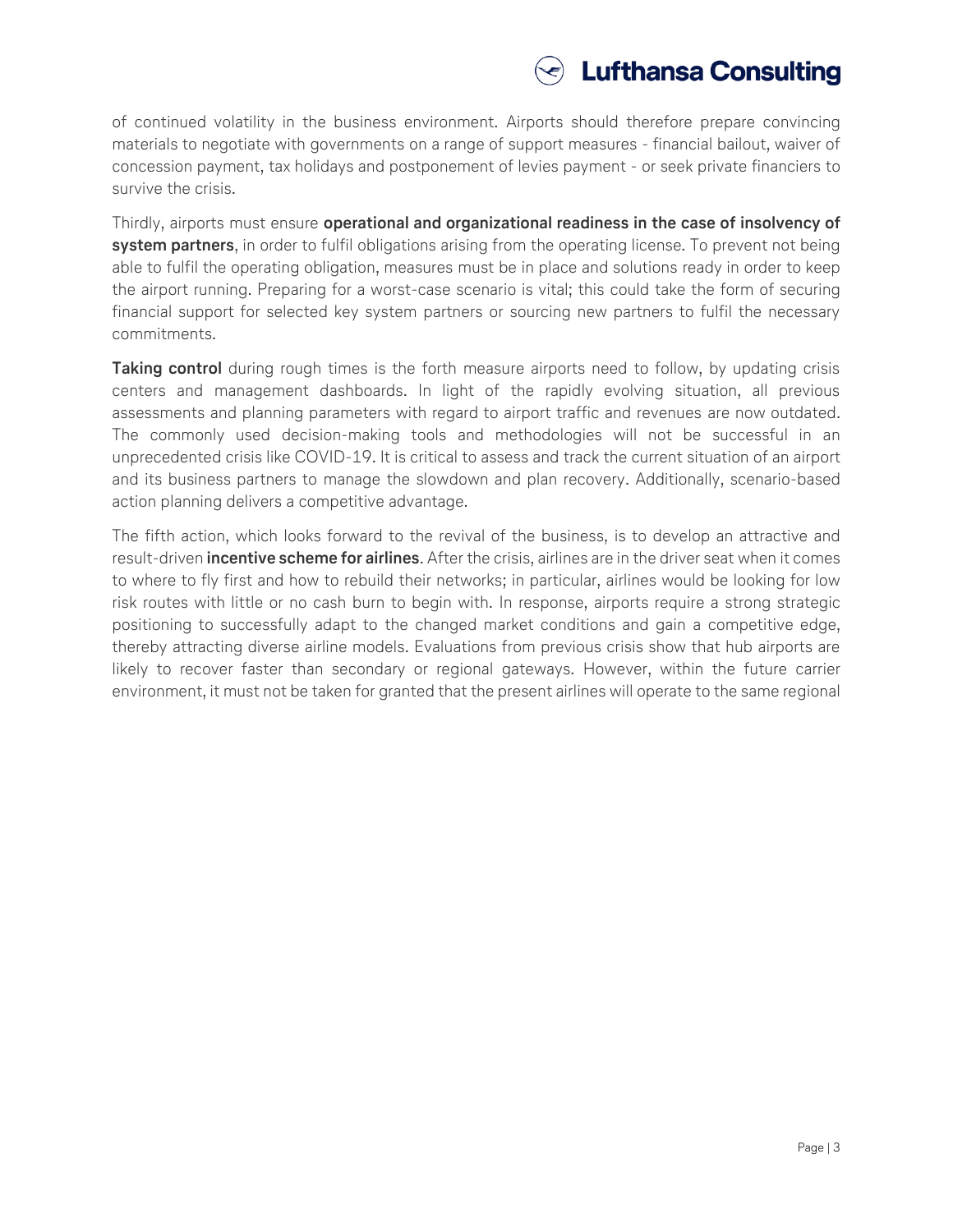of continued volatility in the business environment. Airports should therefore prepare convincing materials to negotiate with governments on a range of support measures - financial bailout, waiver of concession payment, tax holidays and postponement of levies payment - or seek private financiers to survive the crisis.

Thirdly, airports must ensure **operational and organizational readiness in the case of insolvency of system partners**, in order to fulfil obligations arising from the operating license. To prevent not being able to fulfil the operating obligation, measures must be in place and solutions ready in order to keep the airport running. Preparing for a worst-case scenario is vital; this could take the form of securing financial support for selected key system partners or sourcing new partners to fulfil the necessary commitments.

**Taking control** during rough times is the forth measure airports need to follow, by updating crisis centers and management dashboards. In light of the rapidly evolving situation, all previous assessments and planning parameters with regard to airport traffic and revenues are now outdated. The commonly used decision-making tools and methodologies will not be successful in an unprecedented crisis like COVID-19. It is critical to assess and track the current situation of an airport and its business partners to manage the slowdown and plan recovery. Additionally, scenario-based action planning delivers a competitive advantage.

The fifth action, which looks forward to the revival of the business, is to develop an attractive and result-driven **incentive scheme for airlines**. After the crisis, airlines are in the driver seat when it comes to where to fly first and how to rebuild their networks; in particular, airlines would be looking for low risk routes with little or no cash burn to begin with. In response, airports require a strong strategic positioning to successfully adapt to the changed market conditions and gain a competitive edge, thereby attracting diverse airline models. Evaluations from previous crisis show that hub airports are likely to recover faster than secondary or regional gateways. However, within the future carrier environment, it must not be taken for granted that the present airlines will operate to the same regional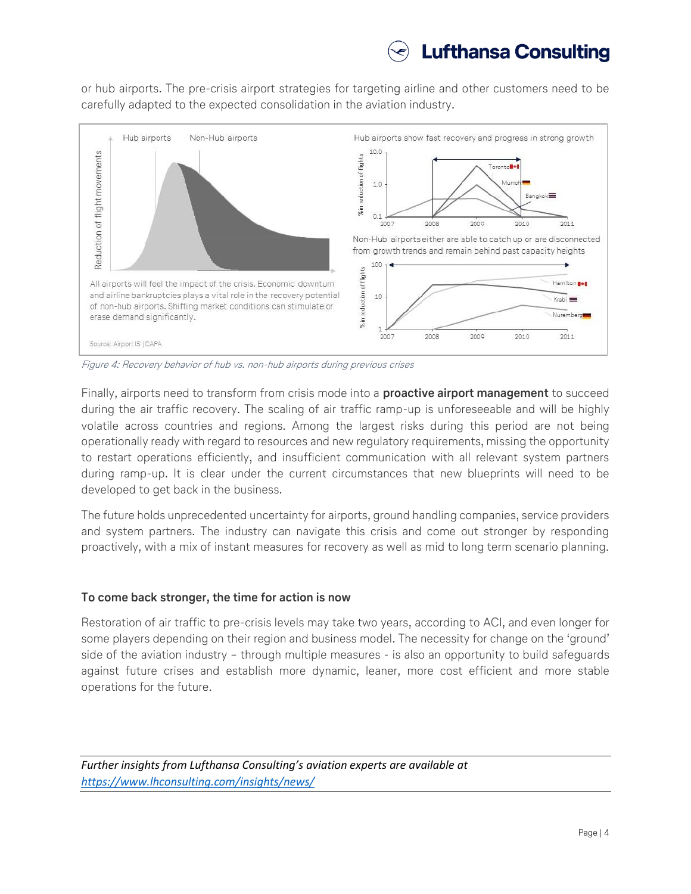or hub airports. The pre-crisis airport strategies for targeting airline and other customers need to be carefully adapted to the expected consolidation in the aviation industry.

Hub airports

Non-Hub airports

Reduction of flight movements

All airports will feel the impact of the crisis. Economic downturn and airline bankruptcies plays a vital role in the recovery potential of non-hub airports. Shifting market conditions can stimulate or erase demand significantly.

Hub airports show fast recovery and progress in strong growth

% in reduction of flights

10.0

1.0

0.1

2007 2008 2009 2010 2011

Toronto

Munich

Bangkok

Non-Hub airports either are able to catch up or are disconnected from growth trends and remain behind past capacity heights

% in reduction of flights

100

10

1

2007 2008 2009 2010 2011

Hamilton

Krabi

Nuremberg

Source: Airport IS | CAPA

*Figure 4: Recovery behavior of hub vs. non-hub airports during previous crises*

Finally, airports need to transform from crisis mode into a **proactive airport management** to succeed during the air traffic recovery. The scaling of air traffic ramp-up is unforeseeable and will be highly volatile across countries and regions. Among the largest risks during this period are not being operationally ready with regard to resources and new regulatory requirements, missing the opportunity to restart operations efficiently, and insufficient communication with all relevant system partners during ramp-up. It is clear under the current circumstances that new blueprints will need to be developed to get back in the business.

The future holds unprecedented uncertainty for airports, ground handling companies, service providers and system partners. The industry can navigate this crisis and come out stronger by responding proactively, with a mix of instant measures for recovery as well as mid to long term scenario planning.

### To come back stronger, the time for action is now

Restoration of air traffic to pre-crisis levels may take two years, according to ACI, and even longer for some players depending on their region and business model. The necessity for change on the 'ground' side of the aviation industry – through multiple measures - is also an opportunity to build safeguards against future crises and establish more dynamic, leaner, more cost efficient and more stable operations for the future.

---

*Further insights from Lufthansa Consulting's aviation experts are available at* *https://www.lhconsulting.com/insights/news/*